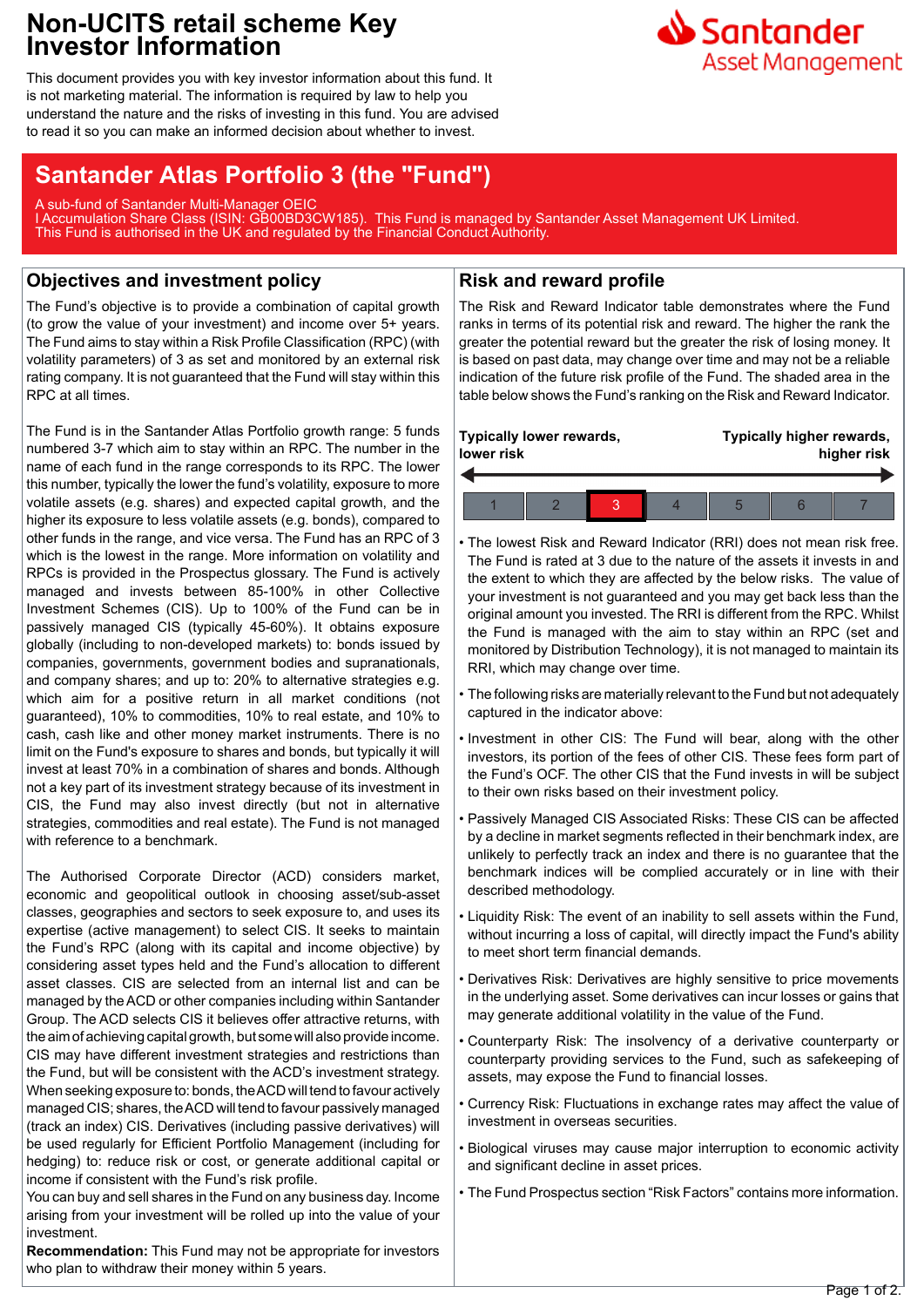# Non-UCITS retail scheme Key Investor Information

Santander Asset Management

This document provides you with key investor information about this fund. It is not marketing material. The information is required by law to help you understand the nature and the risks of investing in this fund. You are advised to read it so you can make an informed decision about whether to invest.

## Santander Atlas Portfolio 3 (the "Fund")

A sub-fund of Santander Multi-Manager OEIC
I Accumulation Share Class (ISIN: GB00BD3CW185). This Fund is managed by Santander Asset Management UK Limited.
This Fund is authorised in the UK and regulated by the Financial Conduct Authority.

## Objectives and investment policy

The Fund's objective is to provide a combination of capital growth (to grow the value of your investment) and income over 5+ years. The Fund aims to stay within a Risk Profile Classification (RPC) (with volatility parameters) of 3 as set and monitored by an external risk rating company. It is not guaranteed that the Fund will stay within this RPC at all times.

The Fund is in the Santander Atlas Portfolio growth range: 5 funds numbered 3-7 which aim to stay within an RPC. The number in the name of each fund in the range corresponds to its RPC. The lower this number, typically the lower the fund's volatility, exposure to more volatile assets (e.g. shares) and expected capital growth, and the higher its exposure to less volatile assets (e.g. bonds), compared to other funds in the range, and vice versa. The Fund has an RPC of 3 which is the lowest in the range. More information on volatility and RPCs is provided in the Prospectus glossary. The Fund is actively managed and invests between 85-100% in other Collective Investment Schemes (CIS). Up to 100% of the Fund can be in passively managed CIS (typically 45-60%). It obtains exposure globally (including to non-developed markets) to: bonds issued by companies, governments, government bodies and supranationals, and company shares; and up to: 20% to alternative strategies e.g. which aim for a positive return in all market conditions (not guaranteed), 10% to commodities, 10% to real estate, and 10% to cash, cash like and other money market instruments. There is no limit on the Fund's exposure to shares and bonds, but typically it will invest at least 70% in a combination of shares and bonds. Although not a key part of its investment strategy because of its investment in CIS, the Fund may also invest directly (but not in alternative strategies, commodities and real estate). The Fund is not managed with reference to a benchmark.

The Authorised Corporate Director (ACD) considers market, economic and geopolitical outlook in choosing asset/sub-asset classes, geographies and sectors to seek exposure to, and uses its expertise (active management) to select CIS. It seeks to maintain the Fund's RPC (along with its capital and income objective) by considering asset types held and the Fund's allocation to different asset classes. CIS are selected from an internal list and can be managed by the ACD or other companies including within Santander Group. The ACD selects CIS it believes offer attractive returns, with the aim of achieving capital growth, but some will also provide income. CIS may have different investment strategies and restrictions than the Fund, but will be consistent with the ACD's investment strategy. When seeking exposure to: bonds, the ACD will tend to favour actively managed CIS; shares, the ACD will tend to favour passively managed (track an index) CIS. Derivatives (including passive derivatives) will be used regularly for Efficient Portfolio Management (including for hedging) to: reduce risk or cost, or generate additional capital or income if consistent with the Fund's risk profile.
You can buy and sell shares in the Fund on any business day. Income arising from your investment will be rolled up into the value of your investment.
**Recommendation:** This Fund may not be appropriate for investors who plan to withdraw their money within 5 years.

## Risk and reward profile

The Risk and Reward Indicator table demonstrates where the Fund ranks in terms of its potential risk and reward. The higher the rank the greater the potential reward but the greater the risk of losing money. It is based on past data, may change over time and may not be a reliable indication of the future risk profile of the Fund. The shaded area in the table below shows the Fund's ranking on the Risk and Reward Indicator.

**Typically lower rewards, lower risk** ← → **Typically higher rewards, higher risk**

| 1 | 2 | **3** | 4 | 5 | 6 | 7 |
|---|---|---|---|---|---|---|

- The lowest Risk and Reward Indicator (RRI) does not mean risk free. The Fund is rated at 3 due to the nature of the assets it invests in and the extent to which they are affected by the below risks. The value of your investment is not guaranteed and you may get back less than the original amount you invested. The RRI is different from the RPC. Whilst the Fund is managed with the aim to stay within an RPC (set and monitored by Distribution Technology), it is not managed to maintain its RRI, which may change over time.
- The following risks are materially relevant to the Fund but not adequately captured in the indicator above:
- Investment in other CIS: The Fund will bear, along with the other investors, its portion of the fees of other CIS. These fees form part of the Fund's OCF. The other CIS that the Fund invests in will be subject to their own risks based on their investment policy.
- Passively Managed CIS Associated Risks: These CIS can be affected by a decline in market segments reflected in their benchmark index, are unlikely to perfectly track an index and there is no guarantee that the benchmark indices will be complied accurately or in line with their described methodology.
- Liquidity Risk: The event of an inability to sell assets within the Fund, without incurring a loss of capital, will directly impact the Fund's ability to meet short term financial demands.
- Derivatives Risk: Derivatives are highly sensitive to price movements in the underlying asset. Some derivatives can incur losses or gains that may generate additional volatility in the value of the Fund.
- Counterparty Risk: The insolvency of a derivative counterparty or counterparty providing services to the Fund, such as safekeeping of assets, may expose the Fund to financial losses.
- Currency Risk: Fluctuations in exchange rates may affect the value of investment in overseas securities.
- Biological viruses may cause major interruption to economic activity and significant decline in asset prices.
- The Fund Prospectus section "Risk Factors" contains more information.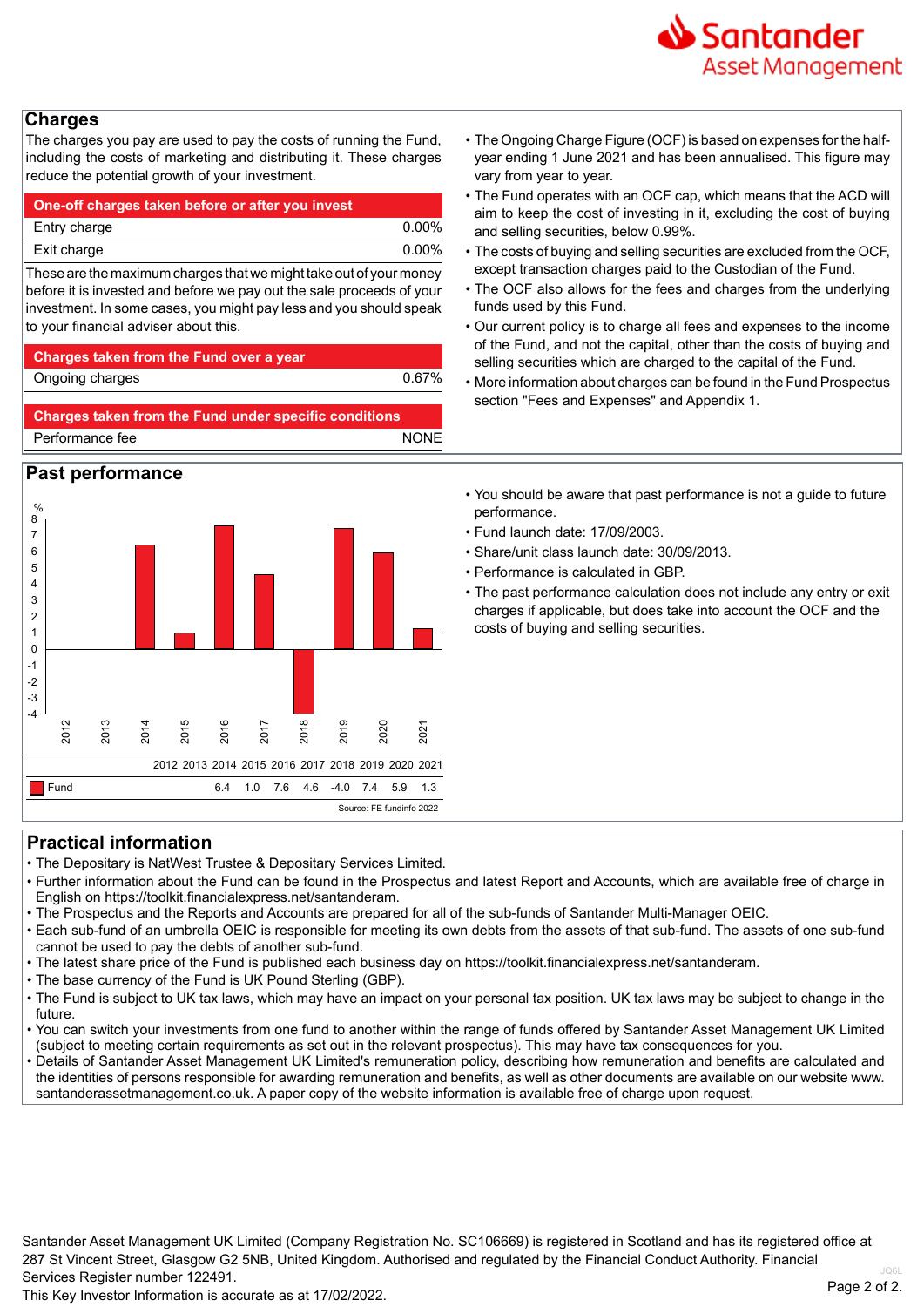## Charges

The charges you pay are used to pay the costs of running the Fund, including the costs of marketing and distributing it. These charges reduce the potential growth of your investment.

| One-off charges taken before or after you invest | |
|---|---|
| Entry charge | 0.00% |
| Exit charge | 0.00% |

These are the maximum charges that we might take out of your money before it is invested and before we pay out the sale proceeds of your investment. In some cases, you might pay less and you should speak to your financial adviser about this.

| Charges taken from the Fund over a year | |
|---|---|
| Ongoing charges | 0.67% |

| Charges taken from the Fund under specific conditions | |
|---|---|
| Performance fee | NONE |

- The Ongoing Charge Figure (OCF) is based on expenses for the half-year ending 1 June 2021 and has been annualised. This figure may vary from year to year.
- The Fund operates with an OCF cap, which means that the ACD will aim to keep the cost of investing in it, excluding the cost of buying and selling securities, below 0.99%.
- The costs of buying and selling securities are excluded from the OCF, except transaction charges paid to the Custodian of the Fund.
- The OCF also allows for the fees and charges from the underlying funds used by this Fund.
- Our current policy is to charge all fees and expenses to the income of the Fund, and not the capital, other than the costs of buying and selling securities which are charged to the capital of the Fund.
- More information about charges can be found in the Fund Prospectus section "Fees and Expenses" and Appendix 1.

## Past performance

%

8
7
6
5
4
3
2
1
0
-1
-2
-3
-4

2012 2013 2014 2015 2016 2017 2018 2019 2020 2021

2012 2013 2014 2015 2016 2017 2018 2019 2020 2021

Fund 6.4 1.0 7.6 4.6 -4.0 7.4 5.9 1.3

Source: FE fundinfo 2022

- You should be aware that past performance is not a guide to future performance.
- Fund launch date: 17/09/2003.
- Share/unit class launch date: 30/09/2013.
- Performance is calculated in GBP.
- The past performance calculation does not include any entry or exit charges if applicable, but does take into account the OCF and the costs of buying and selling securities.

## Practical information

- The Depositary is NatWest Trustee & Depositary Services Limited.
- Further information about the Fund can be found in the Prospectus and latest Report and Accounts, which are available free of charge in English on https://toolkit.financialexpress.net/santanderam.
- The Prospectus and the Reports and Accounts are prepared for all of the sub-funds of Santander Multi-Manager OEIC.
- Each sub-fund of an umbrella OEIC is responsible for meeting its own debts from the assets of that sub-fund. The assets of one sub-fund cannot be used to pay the debts of another sub-fund.
- The latest share price of the Fund is published each business day on https://toolkit.financialexpress.net/santanderam.
- The base currency of the Fund is UK Pound Sterling (GBP).
- The Fund is subject to UK tax laws, which may have an impact on your personal tax position. UK tax laws may be subject to change in the future.
- You can switch your investments from one fund to another within the range of funds offered by Santander Asset Management UK Limited (subject to meeting certain requirements as set out in the relevant prospectus). This may have tax consequences for you.
- Details of Santander Asset Management UK Limited's remuneration policy, describing how remuneration and benefits are calculated and the identities of persons responsible for awarding remuneration and benefits, as well as other documents are available on our website www.santanderassetmanagement.co.uk. A paper copy of the website information is available free of charge upon request.

Santander Asset Management UK Limited (Company Registration No. SC106669) is registered in Scotland and has its registered office at 287 St Vincent Street, Glasgow G2 5NB, United Kingdom. Authorised and regulated by the Financial Conduct Authority. Financial Services Register number 122491.
This Key Investor Information is accurate as at 17/02/2022.